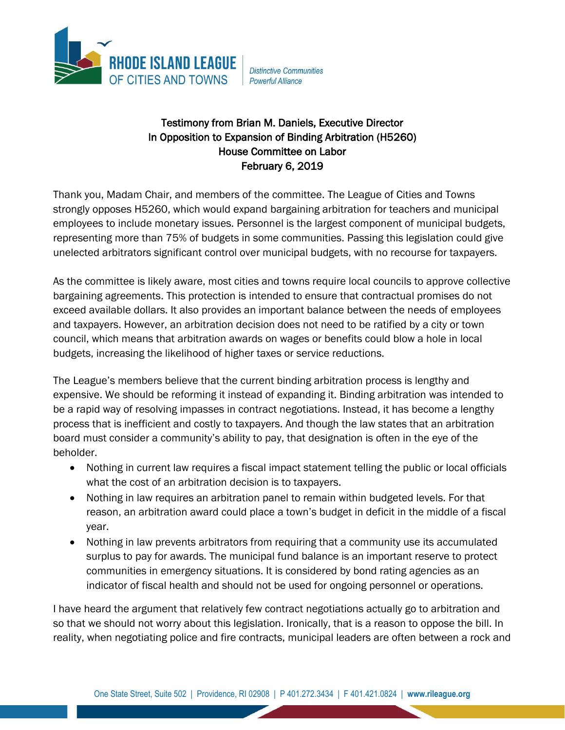**RHODE ISLAND LEAGUE OF CITIES AND TOWNS** | *Distinctive Communities Powerful Alliance*

**Testimony from Brian M. Daniels, Executive Director**
**In Opposition to Expansion of Binding Arbitration (H5260)**
**House Committee on Labor**
**February 6, 2019**

Thank you, Madam Chair, and members of the committee. The League of Cities and Towns strongly opposes H5260, which would expand bargaining arbitration for teachers and municipal employees to include monetary issues. Personnel is the largest component of municipal budgets, representing more than 75% of budgets in some communities. Passing this legislation could give unelected arbitrators significant control over municipal budgets, with no recourse for taxpayers.

As the committee is likely aware, most cities and towns require local councils to approve collective bargaining agreements. This protection is intended to ensure that contractual promises do not exceed available dollars. It also provides an important balance between the needs of employees and taxpayers. However, an arbitration decision does not need to be ratified by a city or town council, which means that arbitration awards on wages or benefits could blow a hole in local budgets, increasing the likelihood of higher taxes or service reductions.

The League's members believe that the current binding arbitration process is lengthy and expensive. We should be reforming it instead of expanding it. Binding arbitration was intended to be a rapid way of resolving impasses in contract negotiations. Instead, it has become a lengthy process that is inefficient and costly to taxpayers. And though the law states that an arbitration board must consider a community's ability to pay, that designation is often in the eye of the beholder.

- Nothing in current law requires a fiscal impact statement telling the public or local officials what the cost of an arbitration decision is to taxpayers.
- Nothing in law requires an arbitration panel to remain within budgeted levels. For that reason, an arbitration award could place a town's budget in deficit in the middle of a fiscal year.
- Nothing in law prevents arbitrators from requiring that a community use its accumulated surplus to pay for awards. The municipal fund balance is an important reserve to protect communities in emergency situations. It is considered by bond rating agencies as an indicator of fiscal health and should not be used for ongoing personnel or operations.

I have heard the argument that relatively few contract negotiations actually go to arbitration and so that we should not worry about this legislation. Ironically, that is a reason to oppose the bill. In reality, when negotiating police and fire contracts, municipal leaders are often between a rock and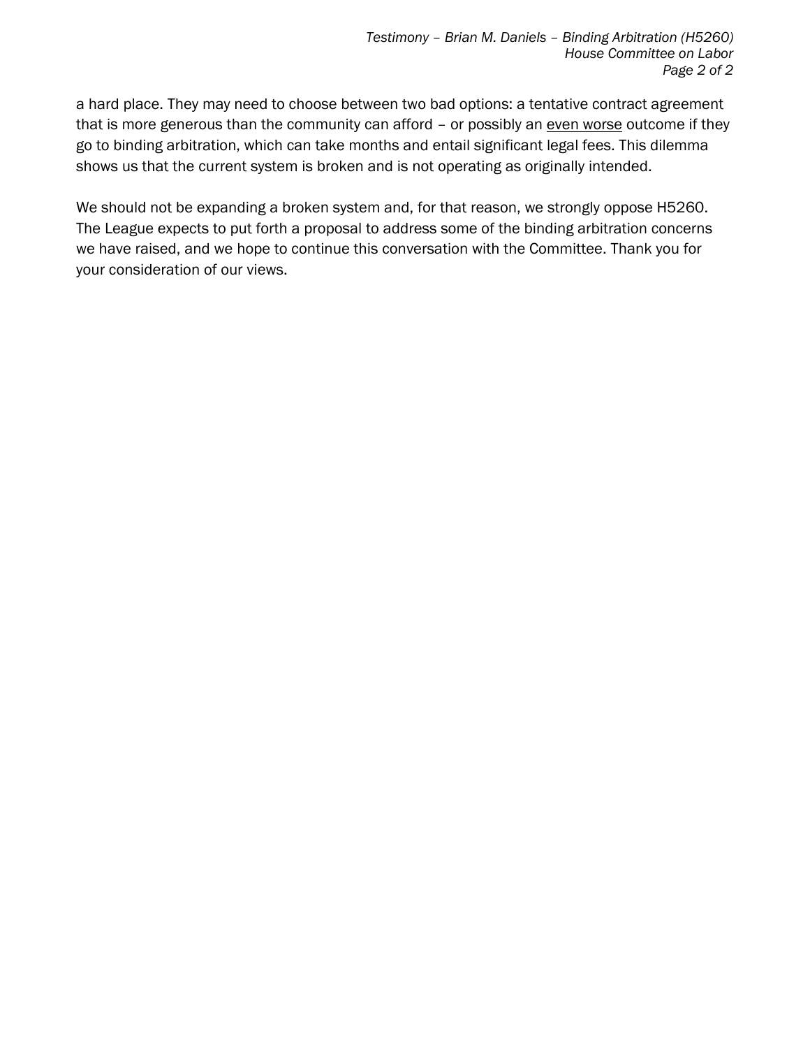a hard place. They may need to choose between two bad options: a tentative contract agreement that is more generous than the community can afford – or possibly an <u>even worse</u> outcome if they go to binding arbitration, which can take months and entail significant legal fees. This dilemma shows us that the current system is broken and is not operating as originally intended.

We should not be expanding a broken system and, for that reason, we strongly oppose H5260. The League expects to put forth a proposal to address some of the binding arbitration concerns we have raised, and we hope to continue this conversation with the Committee. Thank you for your consideration of our views.